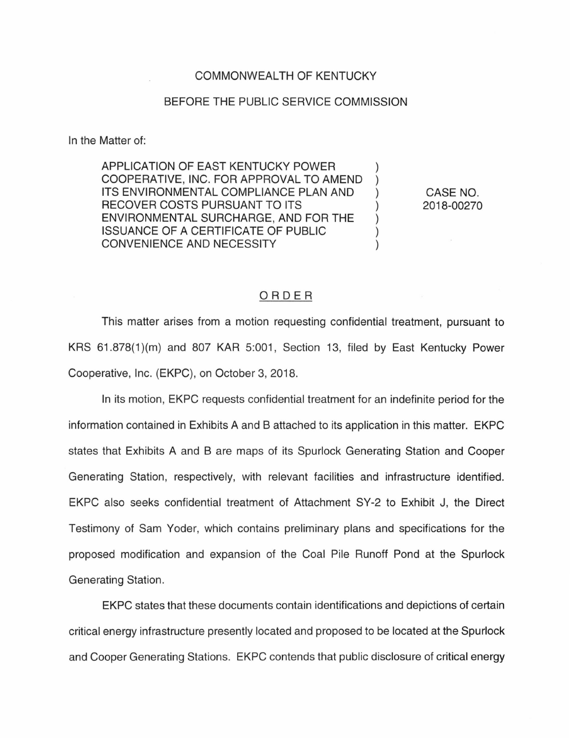COMMONWEALTH OF KENTUCKY

BEFORE THE PUBLIC SERVICE COMMISSION

In the Matter of:

| | | |
|---|---|---|
| APPLICATION OF EAST KENTUCKY POWER COOPERATIVE, INC. FOR APPROVAL TO AMEND ITS ENVIRONMENTAL COMPLIANCE PLAN AND RECOVER COSTS PURSUANT TO ITS ENVIRONMENTAL SURCHARGE, AND FOR THE ISSUANCE OF A CERTIFICATE OF PUBLIC CONVENIENCE AND NECESSITY | ) | CASE NO. 2018-00270 |

## ORDER

This matter arises from a motion requesting confidential treatment, pursuant to KRS 61.878(1)(m) and 807 KAR 5:001, Section 13, filed by East Kentucky Power Cooperative, Inc. (EKPC), on October 3, 2018.

In its motion, EKPC requests confidential treatment for an indefinite period for the information contained in Exhibits A and B attached to its application in this matter. EKPC states that Exhibits A and B are maps of its Spurlock Generating Station and Cooper Generating Station, respectively, with relevant facilities and infrastructure identified. EKPC also seeks confidential treatment of Attachment SY-2 to Exhibit J, the Direct Testimony of Sam Yoder, which contains preliminary plans and specifications for the proposed modification and expansion of the Coal Pile Runoff Pond at the Spurlock Generating Station.

EKPC states that these documents contain identifications and depictions of certain critical energy infrastructure presently located and proposed to be located at the Spurlock and Cooper Generating Stations. EKPC contends that public disclosure of critical energy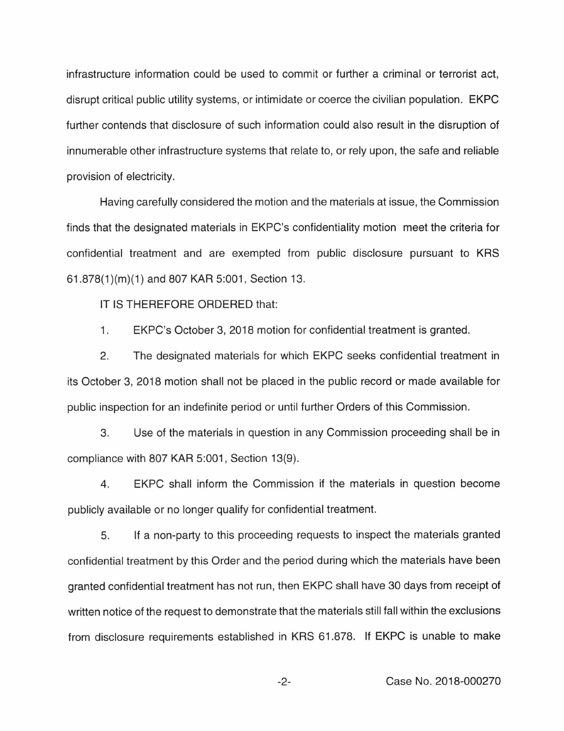infrastructure information could be used to commit or further a criminal or terrorist act, disrupt critical public utility systems, or intimidate or coerce the civilian population. EKPC further contends that disclosure of such information could also result in the disruption of innumerable other infrastructure systems that relate to, or rely upon, the safe and reliable provision of electricity.

Having carefully considered the motion and the materials at issue, the Commission finds that the designated materials in EKPC's confidentiality motion meet the criteria for confidential treatment and are exempted from public disclosure pursuant to KRS 61.878(1)(m)(1) and 807 KAR 5:001, Section 13.

IT IS THEREFORE ORDERED that:

1. EKPC's October 3, 2018 motion for confidential treatment is granted.

2. The designated materials for which EKPC seeks confidential treatment in its October 3, 2018 motion shall not be placed in the public record or made available for public inspection for an indefinite period or until further Orders of this Commission.

3. Use of the materials in question in any Commission proceeding shall be in compliance with 807 KAR 5:001, Section 13(9).

4. EKPC shall inform the Commission if the materials in question become publicly available or no longer qualify for confidential treatment.

5. If a non-party to this proceeding requests to inspect the materials granted confidential treatment by this Order and the period during which the materials have been granted confidential treatment has not run, then EKPC shall have 30 days from receipt of written notice of the request to demonstrate that the materials still fall within the exclusions from disclosure requirements established in KRS 61.878. If EKPC is unable to make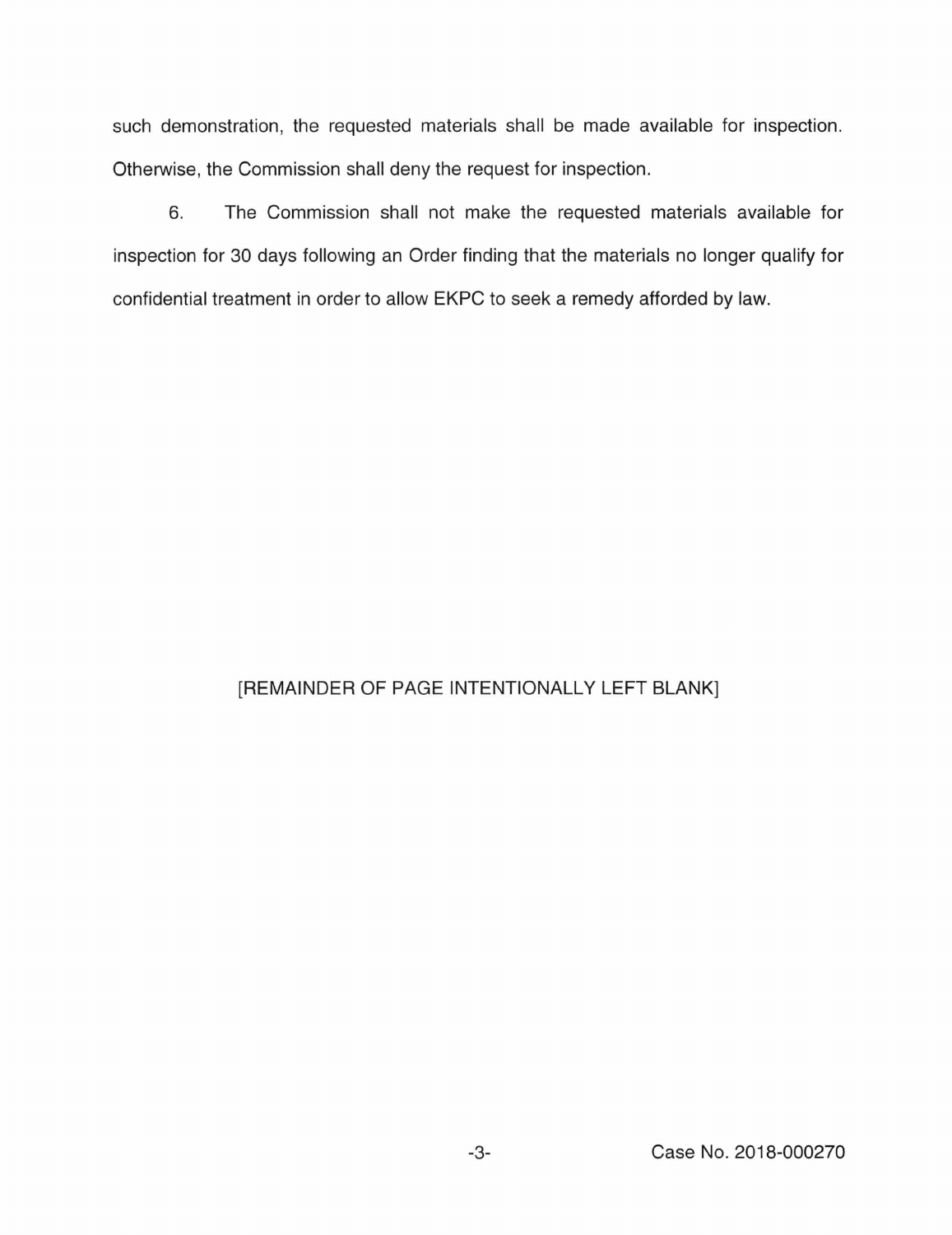such demonstration, the requested materials shall be made available for inspection. Otherwise, the Commission shall deny the request for inspection.

6. The Commission shall not make the requested materials available for inspection for 30 days following an Order finding that the materials no longer qualify for confidential treatment in order to allow EKPC to seek a remedy afforded by law.

[REMAINDER OF PAGE INTENTIONALLY LEFT BLANK]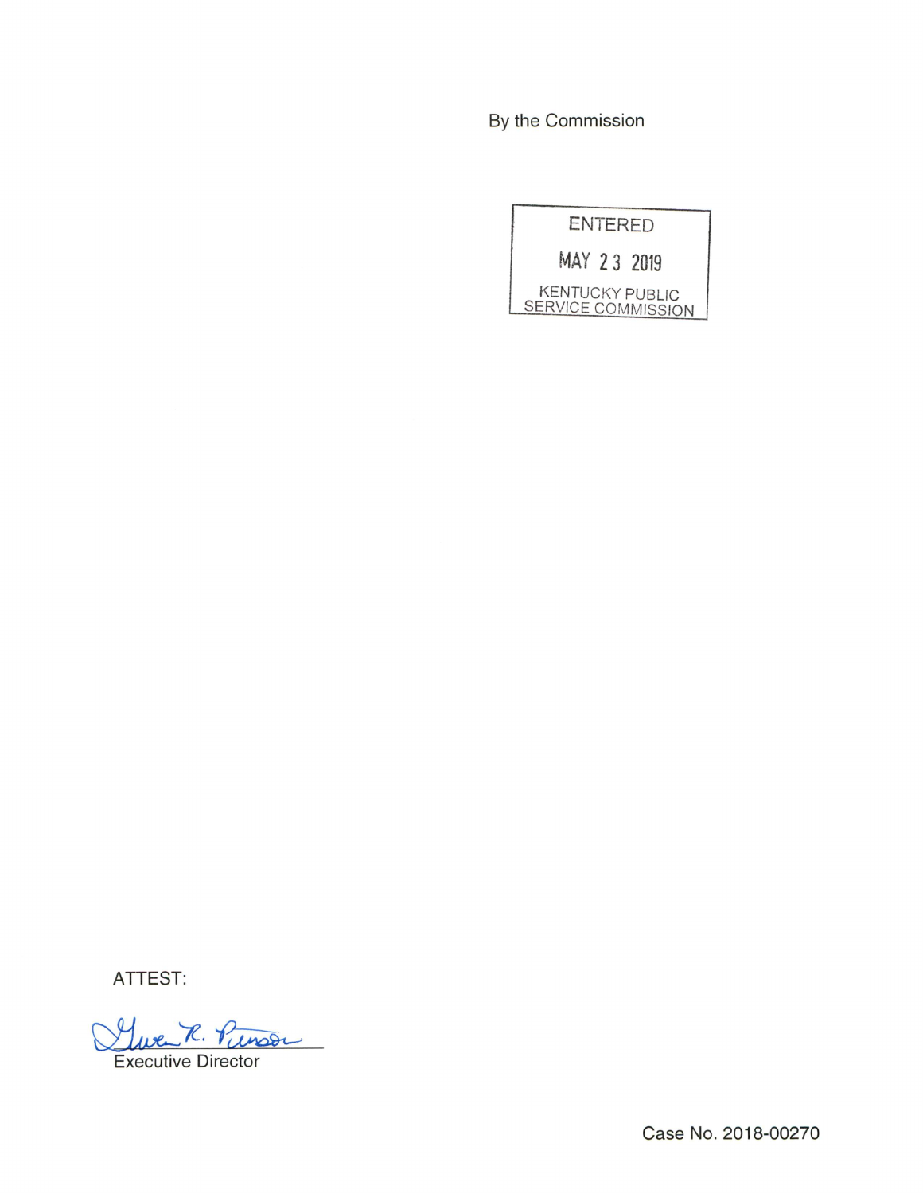By the Commission

ENTERED

MAY 23 2019

KENTUCKY PUBLIC SERVICE COMMISSION

ATTEST:

Executive Director

Case No. 2018-00270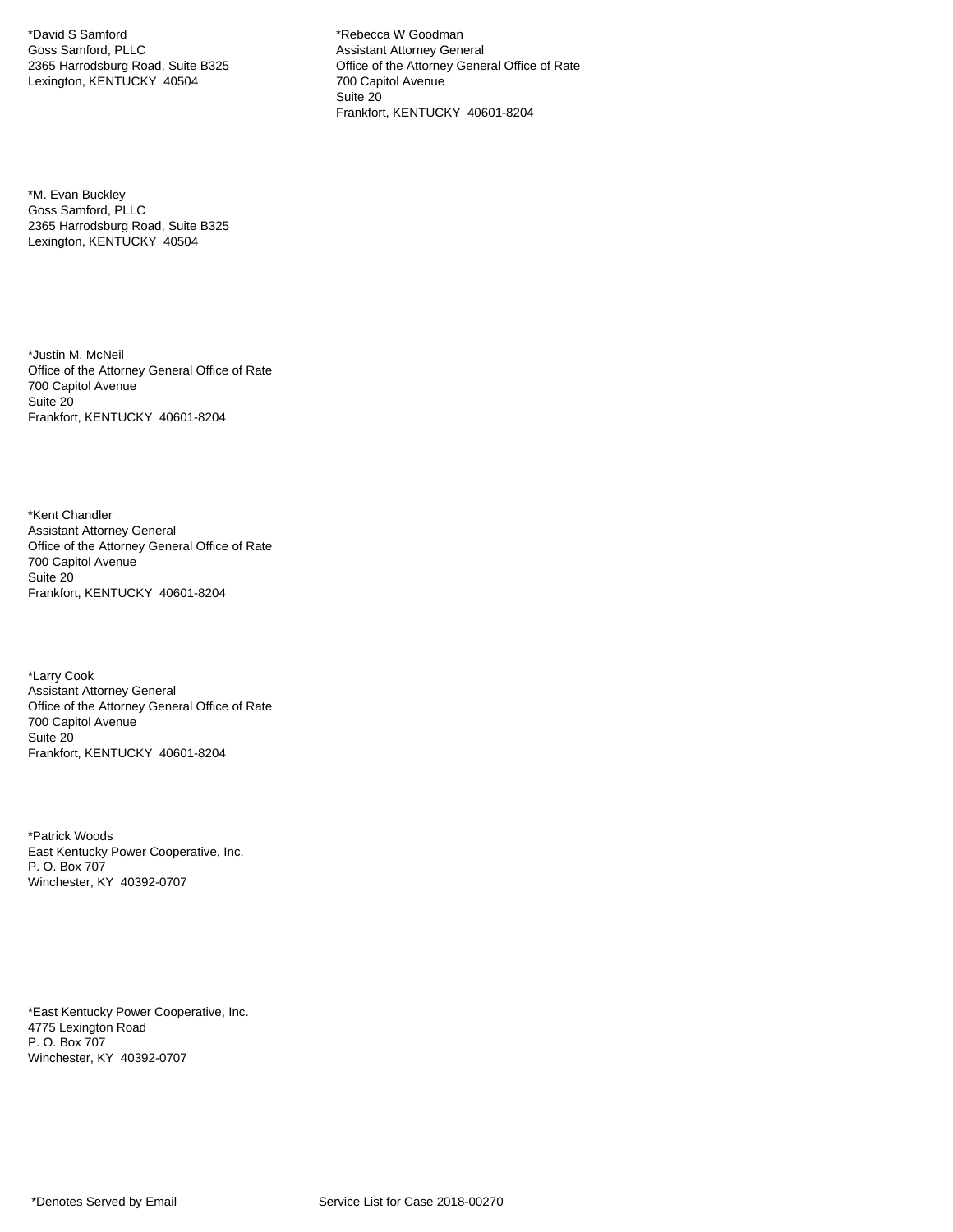*David S Samford
Goss Samford, PLLC
2365 Harrodsburg Road, Suite B325
Lexington, KENTUCKY 40504

*Rebecca W Goodman
Assistant Attorney General
Office of the Attorney General Office of Rate
700 Capitol Avenue
Suite 20
Frankfort, KENTUCKY 40601-8204

*M. Evan Buckley
Goss Samford, PLLC
2365 Harrodsburg Road, Suite B325
Lexington, KENTUCKY 40504

*Justin M. McNeil
Office of the Attorney General Office of Rate
700 Capitol Avenue
Suite 20
Frankfort, KENTUCKY 40601-8204

*Kent Chandler
Assistant Attorney General
Office of the Attorney General Office of Rate
700 Capitol Avenue
Suite 20
Frankfort, KENTUCKY 40601-8204

*Larry Cook
Assistant Attorney General
Office of the Attorney General Office of Rate
700 Capitol Avenue
Suite 20
Frankfort, KENTUCKY 40601-8204

*Patrick Woods
East Kentucky Power Cooperative, Inc.
P. O. Box 707
Winchester, KY 40392-0707

*East Kentucky Power Cooperative, Inc.
4775 Lexington Road
P. O. Box 707
Winchester, KY 40392-0707

*Denotes Served by Email

Service List for Case 2018-00270